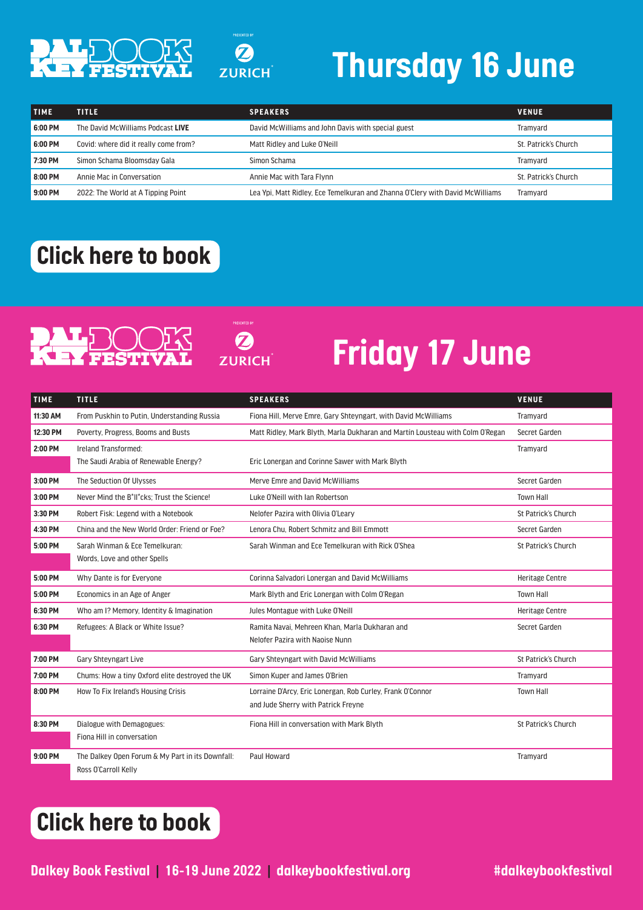# Thursday 16 June

| TIME | TITLE | SPEAKERS | VENUE |
|---|---|---|---|
| 6:00 PM | The David McWilliams Podcast **LIVE** | David McWilliams and John Davis with special guest | Tramyard |
| 6:00 PM | Covid: where did it really come from? | Matt Ridley and Luke O'Neill | St. Patrick's Church |
| 7:30 PM | Simon Schama Bloomsday Gala | Simon Schama | Tramyard |
| 8:00 PM | Annie Mac in Conversation | Annie Mac with Tara Flynn | St. Patrick's Church |
| 9:00 PM | 2022: The World at A Tipping Point | Lea Ypi, Matt Ridley, Ece Temelkuran and Zhanna O'Clery with David McWilliams | Tramyard |

**Click here to book**

# Friday 17 June

| TIME | TITLE | SPEAKERS | VENUE |
|---|---|---|---|
| 11:30 AM | From Puskhin to Putin, Understanding Russia | Fiona Hill, Merve Emre, Gary Shteyngart, with David McWilliams | Tramyard |
| 12:30 PM | Poverty, Progress, Booms and Busts | Matt Ridley, Mark Blyth, Marla Dukharan and Martin Lousteau with Colm O'Regan | Secret Garden |
| 2:00 PM | Ireland Transformed: The Saudi Arabia of Renewable Energy? | Eric Lonergan and Corinne Sawer with Mark Blyth | Tramyard |
| 3:00 PM | The Seduction Of Ulysses | Merve Emre and David McWilliams | Secret Garden |
| 3:00 PM | Never Mind the B*ll*cks; Trust the Science! | Luke O'Neill with Ian Robertson | Town Hall |
| 3:30 PM | Robert Fisk: Legend with a Notebook | Nelofer Pazira with Olivia O'Leary | St Patrick's Church |
| 4:30 PM | China and the New World Order: Friend or Foe? | Lenora Chu, Robert Schmitz and Bill Emmott | Secret Garden |
| 5:00 PM | Sarah Winman & Ece Temelkuran: Words, Love and other Spells | Sarah Winman and Ece Temelkuran with Rick O'Shea | St Patrick's Church |
| 5:00 PM | Why Dante is for Everyone | Corinna Salvadori Lonergan and David McWilliams | Heritage Centre |
| 5:00 PM | Economics in an Age of Anger | Mark Blyth and Eric Lonergan with Colm O'Regan | Town Hall |
| 6:30 PM | Who am I? Memory, Identity & Imagination | Jules Montague with Luke O'Neill | Heritage Centre |
| 6:30 PM | Refugees: A Black or White Issue? | Ramita Navai, Mehreen Khan, Marla Dukharan and Nelofer Pazira with Naoise Nunn | Secret Garden |
| 7:00 PM | Gary Shteyngart Live | Gary Shteyngart with David McWilliams | St Patrick's Church |
| 7:00 PM | Chums: How a tiny Oxford elite destroyed the UK | Simon Kuper and James O'Brien | Tramyard |
| 8:00 PM | How To Fix Ireland's Housing Crisis | Lorraine D'Arcy, Eric Lonergan, Rob Curley, Frank O'Connor and Jude Sherry with Patrick Freyne | Town Hall |
| 8:30 PM | Dialogue with Demagogues: Fiona Hill in conversation | Fiona Hill in conversation with Mark Blyth | St Patrick's Church |
| 9:00 PM | The Dalkey Open Forum & My Part in its Downfall: Ross O'Carroll Kelly | Paul Howard | Tramyard |

**Click here to book**

Dalkey Book Festival | 16-19 June 2022 | dalkeybookfestival.org #dalkeybookfestival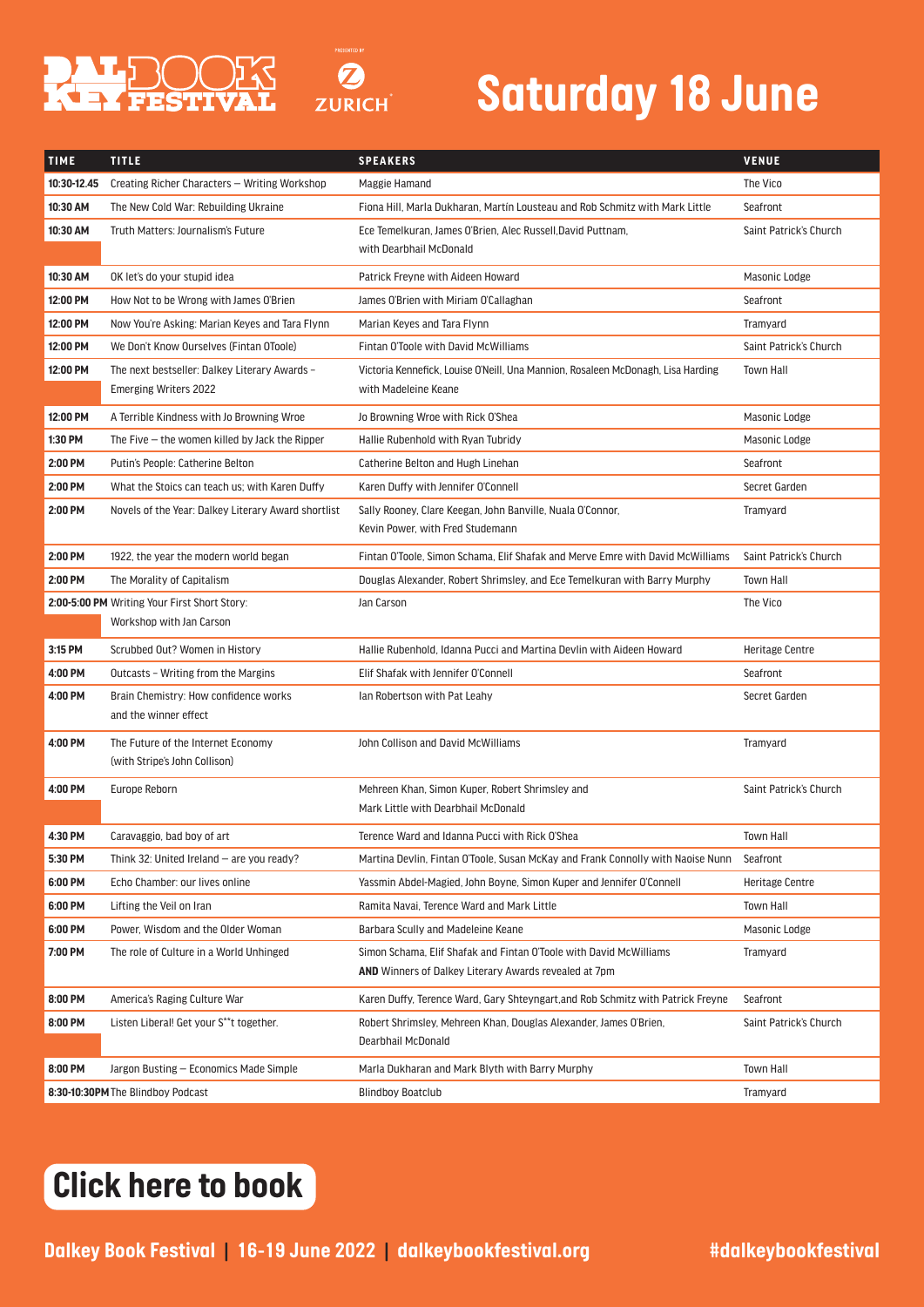# Saturday 18 June

DALKEY BOOK FESTIVAL — PRESENTED BY ZURICH

| TIME | TITLE | SPEAKERS | VENUE |
|---|---|---|---|
| 10:30-12.45 | Creating Richer Characters – Writing Workshop | Maggie Hamand | The Vico |
| 10:30 AM | The New Cold War: Rebuilding Ukraine | Fiona Hill, Marla Dukharan, Martin Lousteau and Rob Schmitz with Mark Little | Seafront |
| 10:30 AM | Truth Matters: Journalism's Future | Ece Temelkuran, James O'Brien, Alec Russell,David Puttnam, with Dearbhail McDonald | Saint Patrick's Church |
| 10:30 AM | OK let's do your stupid idea | Patrick Freyne with Aideen Howard | Masonic Lodge |
| 12:00 PM | How Not to be Wrong with James O'Brien | James O'Brien with Miriam O'Callaghan | Seafront |
| 12:00 PM | Now You're Asking: Marian Keyes and Tara Flynn | Marian Keyes and Tara Flynn | Tramyard |
| 12:00 PM | We Don't Know Ourselves (Fintan OToole) | Fintan O'Toole with David McWilliams | Saint Patrick's Church |
| 12:00 PM | The next bestseller: Dalkey Literary Awards – Emerging Writers 2022 | Victoria Kennefick, Louise O'Neill, Una Mannion, Rosaleen McDonagh, Lisa Harding with Madeleine Keane | Town Hall |
| 12:00 PM | A Terrible Kindness with Jo Browning Wroe | Jo Browning Wroe with Rick O'Shea | Masonic Lodge |
| 1:30 PM | The Five – the women killed by Jack the Ripper | Hallie Rubenhold with Ryan Tubridy | Masonic Lodge |
| 2:00 PM | Putin's People: Catherine Belton | Catherine Belton and Hugh Linehan | Seafront |
| 2:00 PM | What the Stoics can teach us; with Karen Duffy | Karen Duffy with Jennifer O'Connell | Secret Garden |
| 2:00 PM | Novels of the Year: Dalkey Literary Award shortlist | Sally Rooney, Clare Keegan, John Banville, Nuala O'Connor, Kevin Power, with Fred Studemann | Tramyard |
| 2:00 PM | 1922, the year the modern world began | Fintan O'Toole, Simon Schama, Elif Shafak and Merve Emre with David McWilliams | Saint Patrick's Church |
| 2:00 PM | The Morality of Capitalism | Douglas Alexander, Robert Shrimsley, and Ece Temelkuran with Barry Murphy | Town Hall |
| 2:00-5:00 PM | Writing Your First Short Story: Workshop with Jan Carson | Jan Carson | The Vico |
| 3:15 PM | Scrubbed Out? Women in History | Hallie Rubenhold, Idanna Pucci and Martina Devlin with Aideen Howard | Heritage Centre |
| 4:00 PM | Outcasts – Writing from the Margins | Elif Shafak with Jennifer O'Connell | Seafront |
| 4:00 PM | Brain Chemistry: How confidence works and the winner effect | Ian Robertson with Pat Leahy | Secret Garden |
| 4:00 PM | The Future of the Internet Economy (with Stripe's John Collison) | John Collison and David McWilliams | Tramyard |
| 4:00 PM | Europe Reborn | Mehreen Khan, Simon Kuper, Robert Shrimsley and Mark Little with Dearbhail McDonald | Saint Patrick's Church |
| 4:30 PM | Caravaggio, bad boy of art | Terence Ward and Idanna Pucci with Rick O'Shea | Town Hall |
| 5:30 PM | Think 32: United Ireland – are you ready? | Martina Devlin, Fintan O'Toole, Susan McKay and Frank Connolly with Naoise Nunn | Seafront |
| 6:00 PM | Echo Chamber: our lives online | Yassmin Abdel-Magied, John Boyne, Simon Kuper and Jennifer O'Connell | Heritage Centre |
| 6:00 PM | Lifting the Veil on Iran | Ramita Navai, Terence Ward and Mark Little | Town Hall |
| 6:00 PM | Power, Wisdom and the Older Woman | Barbara Scully and Madeleine Keane | Masonic Lodge |
| 7:00 PM | The role of Culture in a World Unhinged | Simon Schama, Elif Shafak and Fintan O'Toole with David McWilliams **AND** Winners of Dalkey Literary Awards revealed at 7pm | Tramyard |
| 8:00 PM | America's Raging Culture War | Karen Duffy, Terence Ward, Gary Shteyngart,and Rob Schmitz with Patrick Freyne | Seafront |
| 8:00 PM | Listen Liberal! Get your S**t together. | Robert Shrimsley, Mehreen Khan, Douglas Alexander, James O'Brien, Dearbhail McDonald | Saint Patrick's Church |
| 8:00 PM | Jargon Busting – Economics Made Simple | Marla Dukharan and Mark Blyth with Barry Murphy | Town Hall |
| 8:30-10:30PM | The Blindboy Podcast | Blindboy Boatclub | Tramyard |

**Click here to book**

Dalkey Book Festival | 16-19 June 2022 | dalkeybookfestival.org #dalkeybookfestival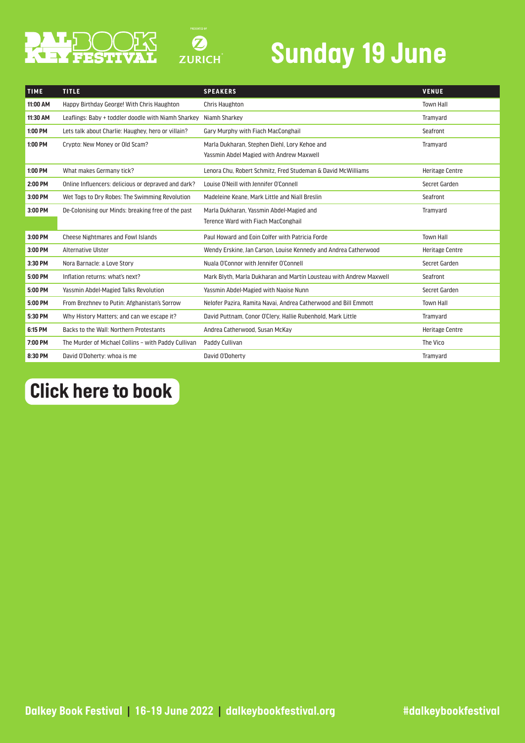# Sunday 19 June

| TIME | TITLE | SPEAKERS | VENUE |
|---|---|---|---|
| 11:00 AM | Happy Birthday George! With Chris Haughton | Chris Haughton | Town Hall |
| 11:30 AM | Leaflings: Baby + toddler doodle with Niamh Sharkey | Niamh Sharkey | Tramyard |
| 1:00 PM | Lets talk about Charlie: Haughey, hero or villain? | Gary Murphy with Fiach MacConghail | Seafront |
| 1:00 PM | Crypto: New Money or Old Scam? | Marla Dukharan, Stephen Diehl, Lory Kehoe and Yassmin Abdel Magied with Andrew Maxwell | Tramyard |
| 1:00 PM | What makes Germany tick? | Lenora Chu, Robert Schmitz, Fred Studeman & David McWilliams | Heritage Centre |
| 2:00 PM | Online Influencers: delicious or depraved and dark? | Louise O'Neill with Jennifer O'Connell | Secret Garden |
| 3:00 PM | Wet Togs to Dry Robes: The Swimming Revolution | Madeleine Keane, Mark Little and Niall Breslin | Seafront |
| 3:00 PM | De-Colonising our Minds: breaking free of the past | Marla Dukharan, Yassmin Abdel-Magied and Terence Ward with Fiach MacConghail | Tramyard |
| 3:00 PM | Cheese Nightmares and Fowl Islands | Paul Howard and Eoin Colfer with Patricia Forde | Town Hall |
| 3:00 PM | Alternative Ulster | Wendy Erskine, Jan Carson, Louise Kennedy and Andrea Catherwood | Heritage Centre |
| 3:30 PM | Nora Barnacle: a Love Story | Nuala O'Connor with Jennifer O'Connell | Secret Garden |
| 5:00 PM | Inflation returns: what's next? | Mark Blyth, Marla Dukharan and Martin Lousteau with Andrew Maxwell | Seafront |
| 5:00 PM | Yassmin Abdel-Magied Talks Revolution | Yassmin Abdel-Magied with Naoise Nunn | Secret Garden |
| 5:00 PM | From Brezhnev to Putin: Afghanistan's Sorrow | Nelofer Pazira, Ramita Navai, Andrea Catherwood and Bill Emmott | Town Hall |
| 5:30 PM | Why History Matters; and can we escape it? | David Puttnam, Conor O'Clery, Hallie Rubenhold, Mark Little | Tramyard |
| 6:15 PM | Backs to the Wall: Northern Protestants | Andrea Catherwood, Susan McKay | Heritage Centre |
| 7:00 PM | The Murder of Michael Collins – with Paddy Cullivan | Paddy Cullivan | The Vico |
| 8:30 PM | David O'Doherty: whoa is me | David O'Doherty | Tramyard |

**Click here to book**

Dalkey Book Festival | 16-19 June 2022 | dalkeybookfestival.org #dalkeybookfestival